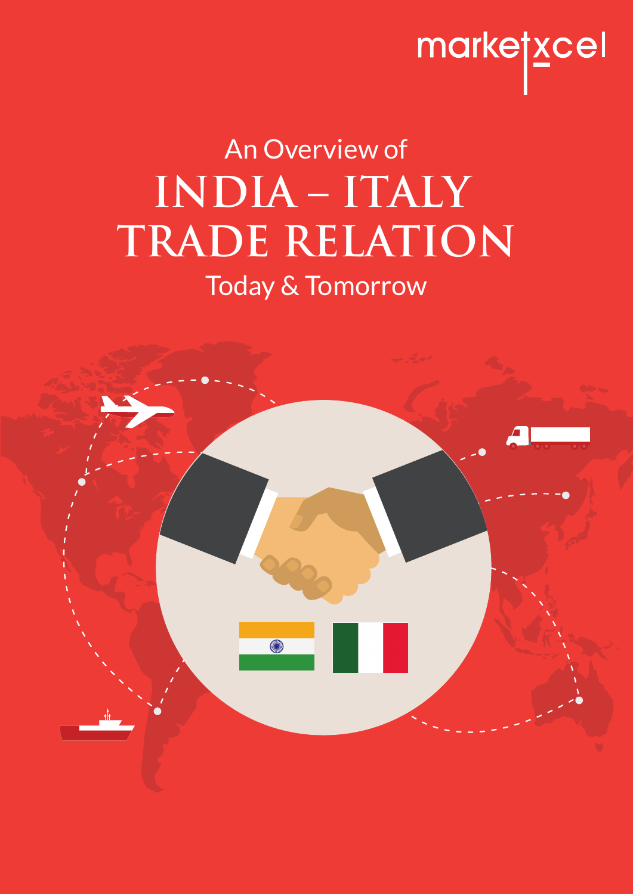marketxcel

An Overview of

# INDIA – ITALY TRADE RELATION

Today & Tomorrow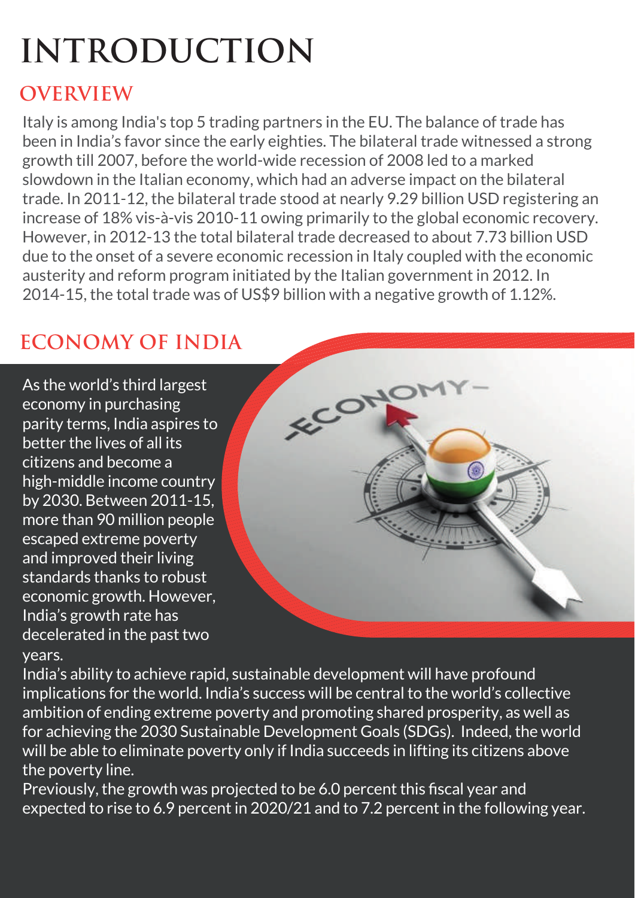# INTRODUCTION

## OVERVIEW

Italy is among India's top 5 trading partners in the EU. The balance of trade has been in India's favor since the early eighties. The bilateral trade witnessed a strong growth till 2007, before the world-wide recession of 2008 led to a marked slowdown in the Italian economy, which had an adverse impact on the bilateral trade. In 2011-12, the bilateral trade stood at nearly 9.29 billion USD registering an increase of 18% vis-à-vis 2010-11 owing primarily to the global economic recovery. However, in 2012-13 the total bilateral trade decreased to about 7.73 billion USD due to the onset of a severe economic recession in Italy coupled with the economic austerity and reform program initiated by the Italian government in 2012. In 2014-15, the total trade was of US$9 billion with a negative growth of 1.12%.

## ECONOMY OF INDIA

As the world's third largest economy in purchasing parity terms, India aspires to better the lives of all its citizens and become a high-middle income country by 2030. Between 2011-15, more than 90 million people escaped extreme poverty and improved their living standards thanks to robust economic growth. However, India's growth rate has decelerated in the past two years.

India's ability to achieve rapid, sustainable development will have profound implications for the world. India's success will be central to the world's collective ambition of ending extreme poverty and promoting shared prosperity, as well as for achieving the 2030 Sustainable Development Goals (SDGs). Indeed, the world will be able to eliminate poverty only if India succeeds in lifting its citizens above the poverty line.

Previously, the growth was projected to be 6.0 percent this fiscal year and expected to rise to 6.9 percent in 2020/21 and to 7.2 percent in the following year.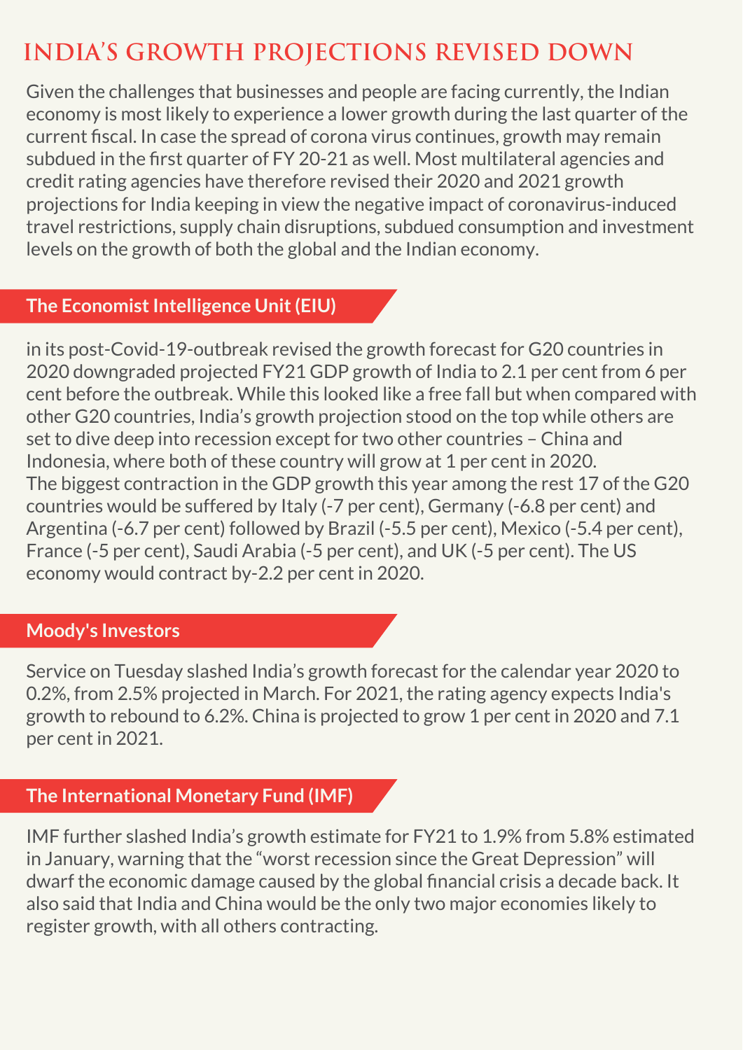# INDIA'S GROWTH PROJECTIONS REVISED DOWN

Given the challenges that businesses and people are facing currently, the Indian economy is most likely to experience a lower growth during the last quarter of the current fiscal. In case the spread of corona virus continues, growth may remain subdued in the first quarter of FY 20-21 as well. Most multilateral agencies and credit rating agencies have therefore revised their 2020 and 2021 growth projections for India keeping in view the negative impact of coronavirus-induced travel restrictions, supply chain disruptions, subdued consumption and investment levels on the growth of both the global and the Indian economy.

## The Economist Intelligence Unit (EIU)

in its post-Covid-19-outbreak revised the growth forecast for G20 countries in 2020 downgraded projected FY21 GDP growth of India to 2.1 per cent from 6 per cent before the outbreak. While this looked like a free fall but when compared with other G20 countries, India's growth projection stood on the top while others are set to dive deep into recession except for two other countries – China and Indonesia, where both of these country will grow at 1 per cent in 2020.
The biggest contraction in the GDP growth this year among the rest 17 of the G20 countries would be suffered by Italy (-7 per cent), Germany (-6.8 per cent) and Argentina (-6.7 per cent) followed by Brazil (-5.5 per cent), Mexico (-5.4 per cent), France (-5 per cent), Saudi Arabia (-5 per cent), and UK (-5 per cent). The US economy would contract by-2.2 per cent in 2020.

## Moody's Investors

Service on Tuesday slashed India's growth forecast for the calendar year 2020 to 0.2%, from 2.5% projected in March. For 2021, the rating agency expects India's growth to rebound to 6.2%. China is projected to grow 1 per cent in 2020 and 7.1 per cent in 2021.

## The International Monetary Fund (IMF)

IMF further slashed India's growth estimate for FY21 to 1.9% from 5.8% estimated in January, warning that the "worst recession since the Great Depression" will dwarf the economic damage caused by the global financial crisis a decade back. It also said that India and China would be the only two major economies likely to register growth, with all others contracting.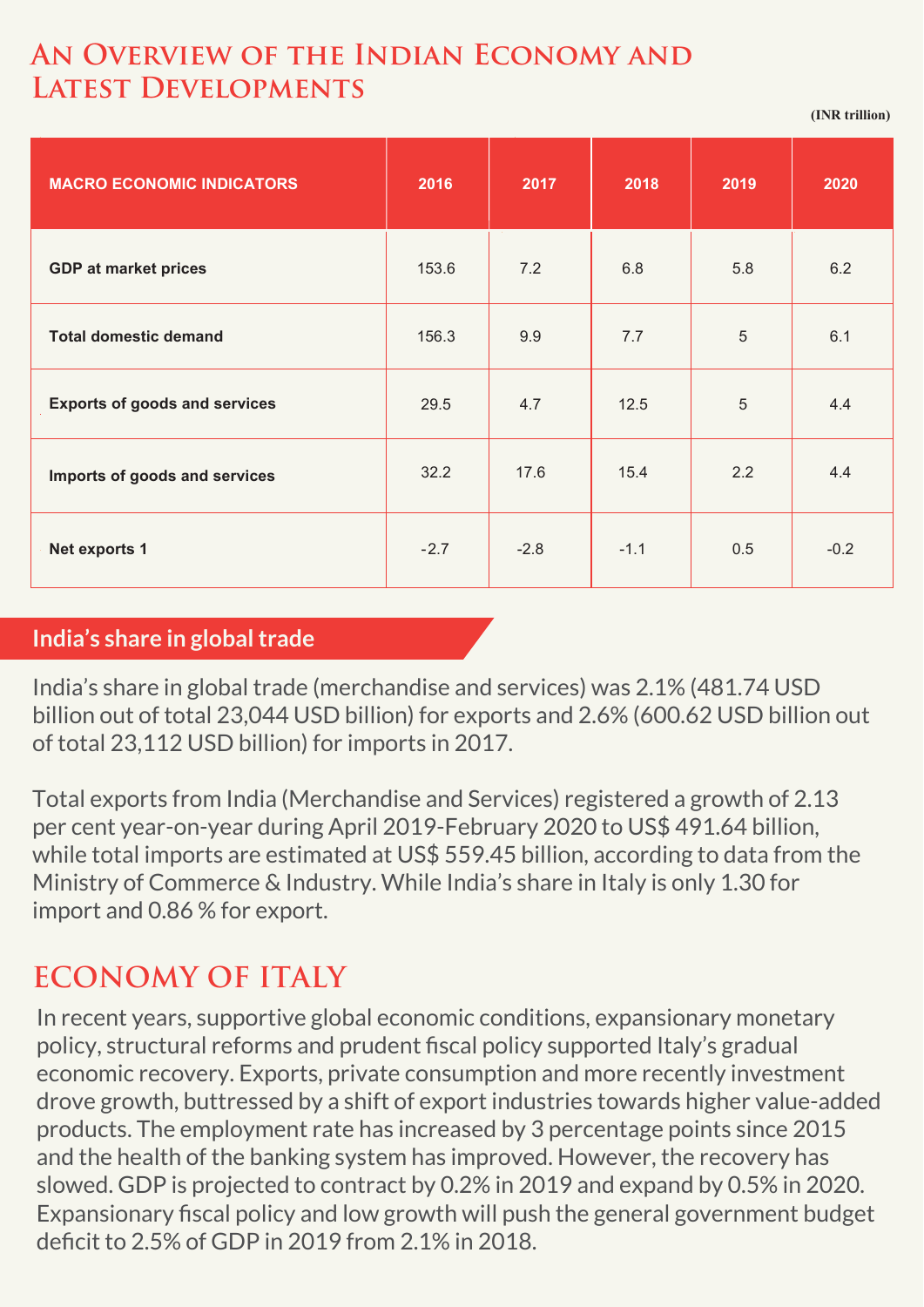# An Overview of the Indian Economy and Latest Developments

(INR trillion)

| MACRO ECONOMIC INDICATORS | 2016 | 2017 | 2018 | 2019 | 2020 |
|---|---|---|---|---|---|
| GDP at market prices | 153.6 | 7.2 | 6.8 | 5.8 | 6.2 |
| Total domestic demand | 156.3 | 9.9 | 7.7 | 5 | 6.1 |
| Exports of goods and services | 29.5 | 4.7 | 12.5 | 5 | 4.4 |
| Imports of goods and services | 32.2 | 17.6 | 15.4 | 2.2 | 4.4 |
| Net exports 1 | -2.7 | -2.8 | -1.1 | 0.5 | -0.2 |

## India's share in global trade

India's share in global trade (merchandise and services) was 2.1% (481.74 USD billion out of total 23,044 USD billion) for exports and 2.6% (600.62 USD billion out of total 23,112 USD billion) for imports in 2017.

Total exports from India (Merchandise and Services) registered a growth of 2.13 per cent year-on-year during April 2019-February 2020 to US$ 491.64 billion, while total imports are estimated at US$ 559.45 billion, according to data from the Ministry of Commerce & Industry. While India's share in Italy is only 1.30 for import and 0.86 % for export.

# ECONOMY OF ITALY

In recent years, supportive global economic conditions, expansionary monetary policy, structural reforms and prudent fiscal policy supported Italy's gradual economic recovery. Exports, private consumption and more recently investment drove growth, buttressed by a shift of export industries towards higher value-added products. The employment rate has increased by 3 percentage points since 2015 and the health of the banking system has improved. However, the recovery has slowed. GDP is projected to contract by 0.2% in 2019 and expand by 0.5% in 2020. Expansionary fiscal policy and low growth will push the general government budget deficit to 2.5% of GDP in 2019 from 2.1% in 2018.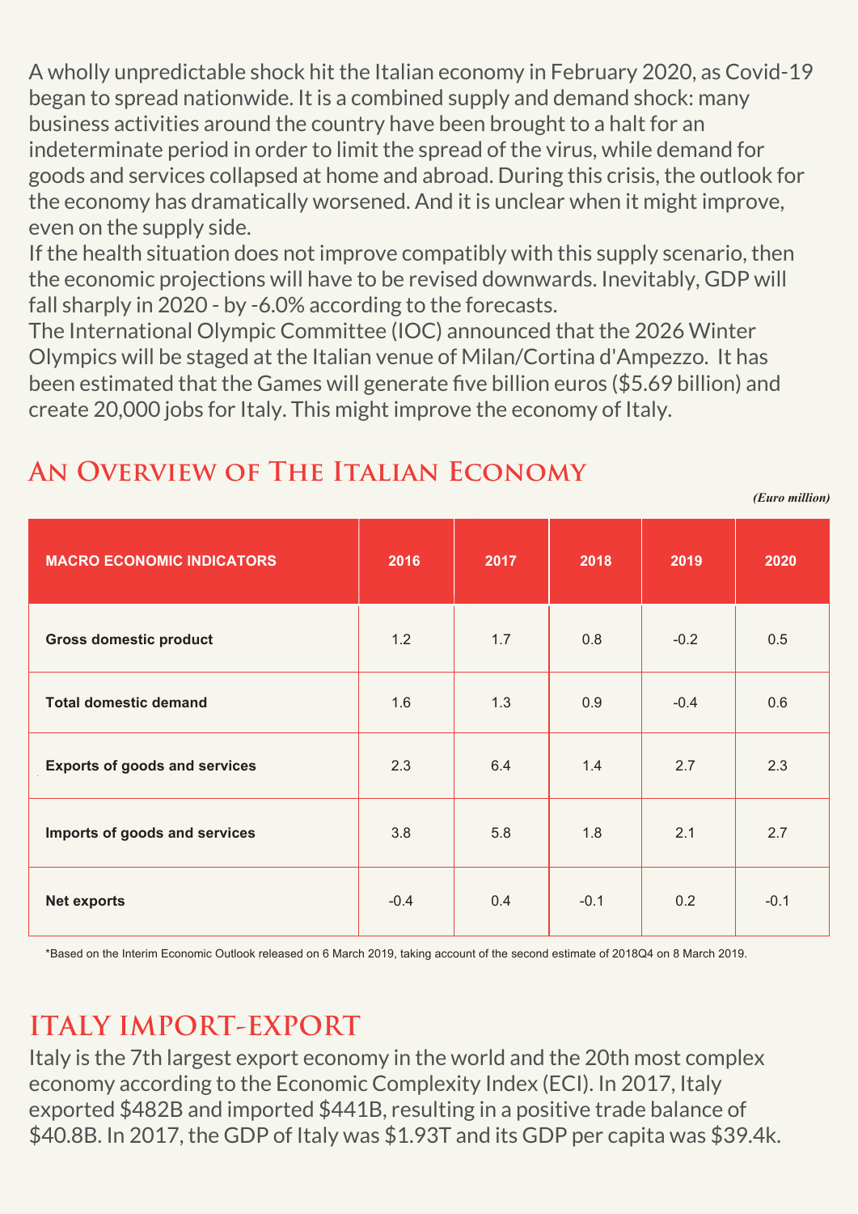A wholly unpredictable shock hit the Italian economy in February 2020, as Covid-19 began to spread nationwide. It is a combined supply and demand shock: many business activities around the country have been brought to a halt for an indeterminate period in order to limit the spread of the virus, while demand for goods and services collapsed at home and abroad. During this crisis, the outlook for the economy has dramatically worsened. And it is unclear when it might improve, even on the supply side.
If the health situation does not improve compatibly with this supply scenario, then the economic projections will have to be revised downwards. Inevitably, GDP will fall sharply in 2020 - by -6.0% according to the forecasts.
The International Olympic Committee (IOC) announced that the 2026 Winter Olympics will be staged at the Italian venue of Milan/Cortina d'Ampezzo. It has been estimated that the Games will generate five billion euros ($5.69 billion) and create 20,000 jobs for Italy. This might improve the economy of Italy.

## An Overview of The Italian Economy

*(Euro million)*

| MACRO ECONOMIC INDICATORS | 2016 | 2017 | 2018 | 2019 | 2020 |
|---|---|---|---|---|---|
| Gross domestic product | 1.2 | 1.7 | 0.8 | -0.2 | 0.5 |
| Total domestic demand | 1.6 | 1.3 | 0.9 | -0.4 | 0.6 |
| Exports of goods and services | 2.3 | 6.4 | 1.4 | 2.7 | 2.3 |
| Imports of goods and services | 3.8 | 5.8 | 1.8 | 2.1 | 2.7 |
| Net exports | -0.4 | 0.4 | -0.1 | 0.2 | -0.1 |

*Based on the Interim Economic Outlook released on 6 March 2019, taking account of the second estimate of 2018Q4 on 8 March 2019.

## ITALY IMPORT-EXPORT

Italy is the 7th largest export economy in the world and the 20th most complex economy according to the Economic Complexity Index (ECI). In 2017, Italy exported $482B and imported $441B, resulting in a positive trade balance of $40.8B. In 2017, the GDP of Italy was $1.93T and its GDP per capita was $39.4k.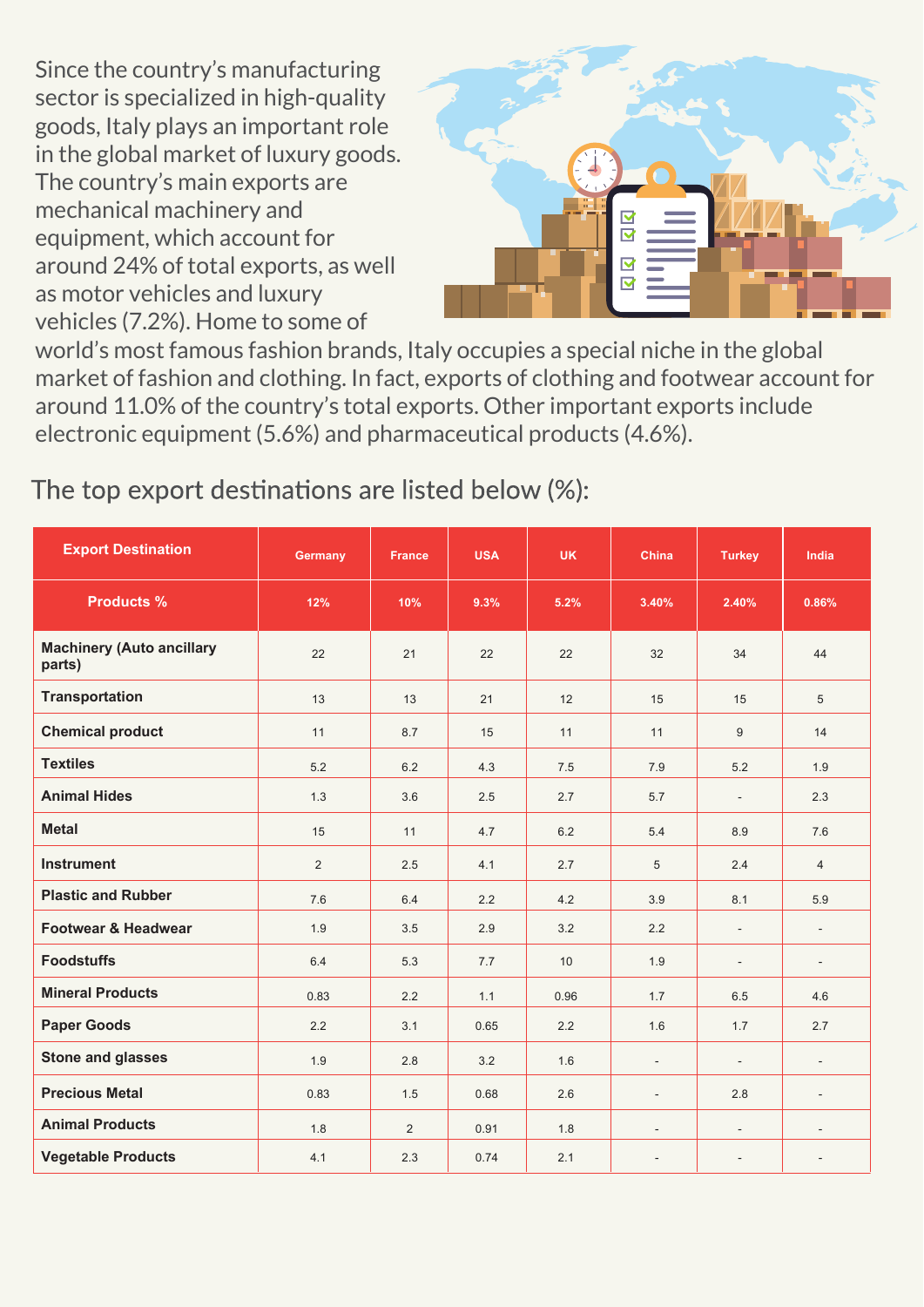Since the country's manufacturing sector is specialized in high-quality goods, Italy plays an important role in the global market of luxury goods. The country's main exports are mechanical machinery and equipment, which account for around 24% of total exports, as well as motor vehicles and luxury vehicles (7.2%). Home to some of world's most famous fashion brands, Italy occupies a special niche in the global market of fashion and clothing. In fact, exports of clothing and footwear account for around 11.0% of the country's total exports. Other important exports include electronic equipment (5.6%) and pharmaceutical products (4.6%).

## The top export destinations are listed below (%):

| Export Destination | Germany | France | USA | UK | China | Turkey | India |
|---|---|---|---|---|---|---|---|
| **Products %** | **12%** | **10%** | **9.3%** | **5.2%** | **3.40%** | **2.40%** | **0.86%** |
| **Machinery (Auto ancillary parts)** | 22 | 21 | 22 | 22 | 32 | 34 | 44 |
| **Transportation** | 13 | 13 | 21 | 12 | 15 | 15 | 5 |
| **Chemical product** | 11 | 8.7 | 15 | 11 | 11 | 9 | 14 |
| **Textiles** | 5.2 | 6.2 | 4.3 | 7.5 | 7.9 | 5.2 | 1.9 |
| **Animal Hides** | 1.3 | 3.6 | 2.5 | 2.7 | 5.7 | - | 2.3 |
| **Metal** | 15 | 11 | 4.7 | 6.2 | 5.4 | 8.9 | 7.6 |
| **Instrument** | 2 | 2.5 | 4.1 | 2.7 | 5 | 2.4 | 4 |
| **Plastic and Rubber** | 7.6 | 6.4 | 2.2 | 4.2 | 3.9 | 8.1 | 5.9 |
| **Footwear & Headwear** | 1.9 | 3.5 | 2.9 | 3.2 | 2.2 | - | - |
| **Foodstuffs** | 6.4 | 5.3 | 7.7 | 10 | 1.9 | - | - |
| **Mineral Products** | 0.83 | 2.2 | 1.1 | 0.96 | 1.7 | 6.5 | 4.6 |
| **Paper Goods** | 2.2 | 3.1 | 0.65 | 2.2 | 1.6 | 1.7 | 2.7 |
| **Stone and glasses** | 1.9 | 2.8 | 3.2 | 1.6 | - | - | - |
| **Precious Metal** | 0.83 | 1.5 | 0.68 | 2.6 | - | 2.8 | - |
| **Animal Products** | 1.8 | 2 | 0.91 | 1.8 | - | - | - |
| **Vegetable Products** | 4.1 | 2.3 | 0.74 | 2.1 | - | - | - |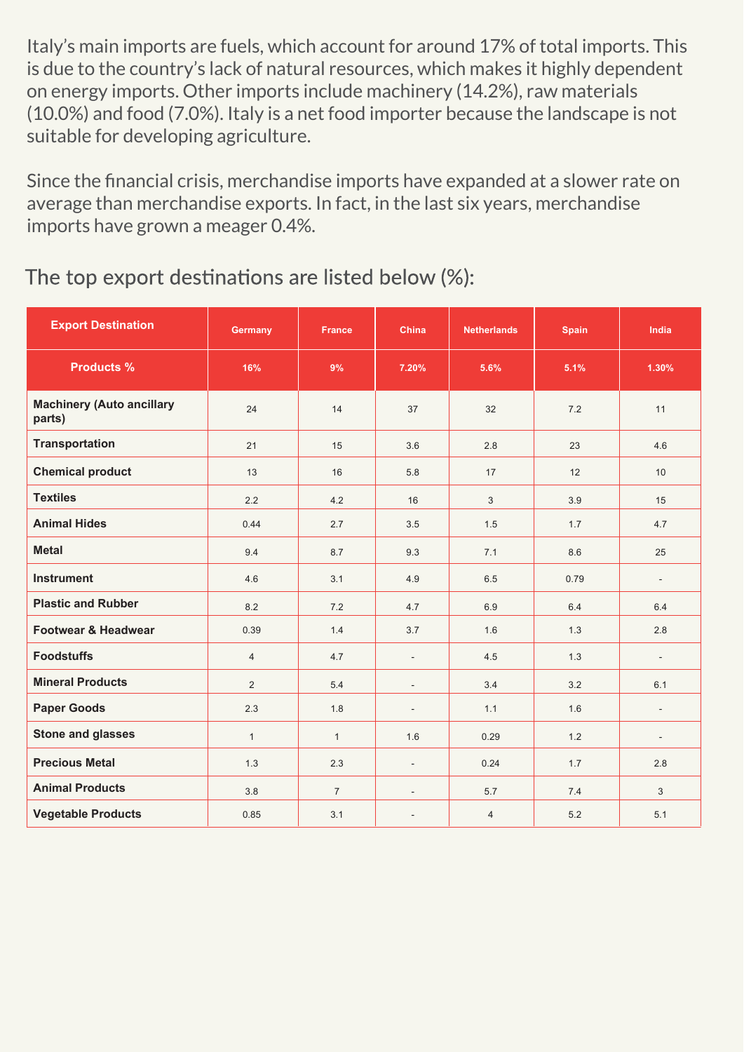Italy's main imports are fuels, which account for around 17% of total imports. This is due to the country's lack of natural resources, which makes it highly dependent on energy imports. Other imports include machinery (14.2%), raw materials (10.0%) and food (7.0%). Italy is a net food importer because the landscape is not suitable for developing agriculture.

Since the financial crisis, merchandise imports have expanded at a slower rate on average than merchandise exports. In fact, in the last six years, merchandise imports have grown a meager 0.4%.

## The top export destinations are listed below (%):

| Export Destination | Germany | France | China | Netherlands | Spain | India |
|---|---|---|---|---|---|---|
| **Products %** | **16%** | **9%** | **7.20%** | **5.6%** | **5.1%** | **1.30%** |
| **Machinery (Auto ancillary parts)** | 24 | 14 | 37 | 32 | 7.2 | 11 |
| **Transportation** | 21 | 15 | 3.6 | 2.8 | 23 | 4.6 |
| **Chemical product** | 13 | 16 | 5.8 | 17 | 12 | 10 |
| **Textiles** | 2.2 | 4.2 | 16 | 3 | 3.9 | 15 |
| **Animal Hides** | 0.44 | 2.7 | 3.5 | 1.5 | 1.7 | 4.7 |
| **Metal** | 9.4 | 8.7 | 9.3 | 7.1 | 8.6 | 25 |
| **Instrument** | 4.6 | 3.1 | 4.9 | 6.5 | 0.79 | - |
| **Plastic and Rubber** | 8.2 | 7.2 | 4.7 | 6.9 | 6.4 | 6.4 |
| **Footwear & Headwear** | 0.39 | 1.4 | 3.7 | 1.6 | 1.3 | 2.8 |
| **Foodstuffs** | 4 | 4.7 | - | 4.5 | 1.3 | - |
| **Mineral Products** | 2 | 5.4 | - | 3.4 | 3.2 | 6.1 |
| **Paper Goods** | 2.3 | 1.8 | - | 1.1 | 1.6 | - |
| **Stone and glasses** | 1 | 1 | 1.6 | 0.29 | 1.2 | - |
| **Precious Metal** | 1.3 | 2.3 | - | 0.24 | 1.7 | 2.8 |
| **Animal Products** | 3.8 | 7 | - | 5.7 | 7.4 | 3 |
| **Vegetable Products** | 0.85 | 3.1 | - | 4 | 5.2 | 5.1 |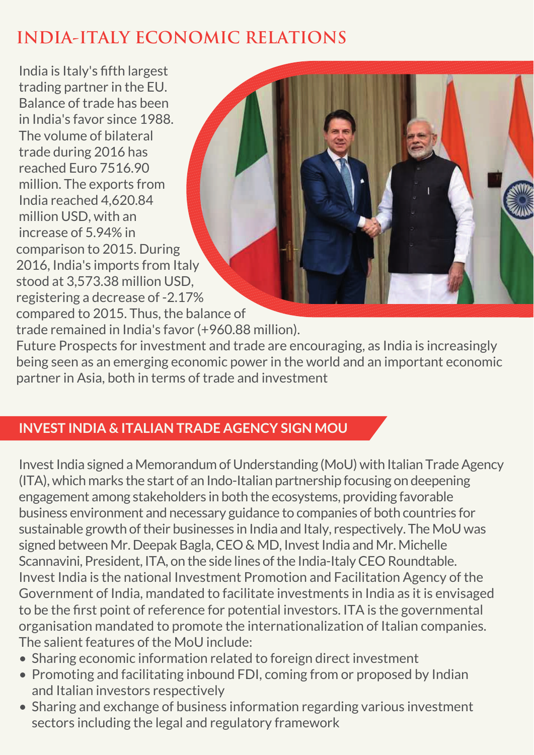# INDIA-ITALY ECONOMIC RELATIONS

India is Italy's fifth largest trading partner in the EU. Balance of trade has been in India's favor since 1988. The volume of bilateral trade during 2016 has reached Euro 7516.90 million. The exports from India reached 4,620.84 million USD, with an increase of 5.94% in comparison to 2015. During 2016, India's imports from Italy stood at 3,573.38 million USD, registering a decrease of -2.17% compared to 2015. Thus, the balance of trade remained in India's favor (+960.88 million). Future Prospects for investment and trade are encouraging, as India is increasingly being seen as an emerging economic power in the world and an important economic partner in Asia, both in terms of trade and investment

## INVEST INDIA & ITALIAN TRADE AGENCY SIGN MOU

Invest India signed a Memorandum of Understanding (MoU) with Italian Trade Agency (ITA), which marks the start of an Indo-Italian partnership focusing on deepening engagement among stakeholders in both the ecosystems, providing favorable business environment and necessary guidance to companies of both countries for sustainable growth of their businesses in India and Italy, respectively. The MoU was signed between Mr. Deepak Bagla, CEO & MD, Invest India and Mr. Michelle Scannavini, President, ITA, on the side lines of the India-Italy CEO Roundtable. Invest India is the national Investment Promotion and Facilitation Agency of the Government of India, mandated to facilitate investments in India as it is envisaged to be the first point of reference for potential investors. ITA is the governmental organisation mandated to promote the internationalization of Italian companies. The salient features of the MoU include:

- Sharing economic information related to foreign direct investment
- Promoting and facilitating inbound FDI, coming from or proposed by Indian and Italian investors respectively
- Sharing and exchange of business information regarding various investment sectors including the legal and regulatory framework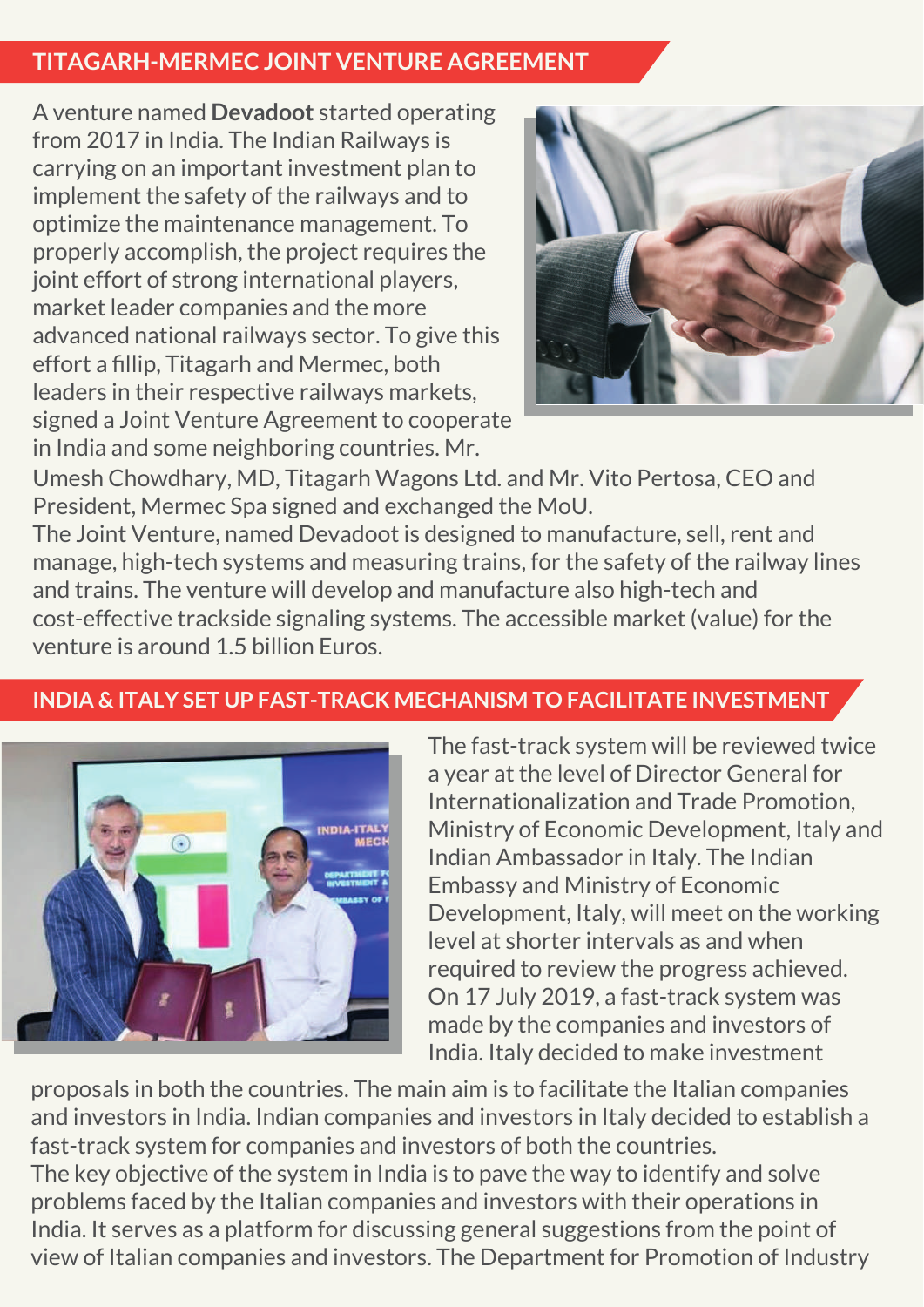## TITAGARH-MERMEC JOINT VENTURE AGREEMENT

A venture named **Devadoot** started operating from 2017 in India. The Indian Railways is carrying on an important investment plan to implement the safety of the railways and to optimize the maintenance management. To properly accomplish, the project requires the joint effort of strong international players, market leader companies and the more advanced national railways sector. To give this effort a fillip, Titagarh and Mermec, both leaders in their respective railways markets, signed a Joint Venture Agreement to cooperate in India and some neighboring countries. Mr. Umesh Chowdhary, MD, Titagarh Wagons Ltd. and Mr. Vito Pertosa, CEO and President, Mermec Spa signed and exchanged the MoU.

The Joint Venture, named Devadoot is designed to manufacture, sell, rent and manage, high-tech systems and measuring trains, for the safety of the railway lines and trains. The venture will develop and manufacture also high-tech and cost-effective trackside signaling systems. The accessible market (value) for the venture is around 1.5 billion Euros.

## INDIA & ITALY SET UP FAST-TRACK MECHANISM TO FACILITATE INVESTMENT

The fast-track system will be reviewed twice a year at the level of Director General for Internationalization and Trade Promotion, Ministry of Economic Development, Italy and Indian Ambassador in Italy. The Indian Embassy and Ministry of Economic Development, Italy, will meet on the working level at shorter intervals as and when required to review the progress achieved. On 17 July 2019, a fast-track system was made by the companies and investors of India. Italy decided to make investment proposals in both the countries. The main aim is to facilitate the Italian companies and investors in India. Indian companies and investors in Italy decided to establish a fast-track system for companies and investors of both the countries.

The key objective of the system in India is to pave the way to identify and solve problems faced by the Italian companies and investors with their operations in India. It serves as a platform for discussing general suggestions from the point of view of Italian companies and investors. The Department for Promotion of Industry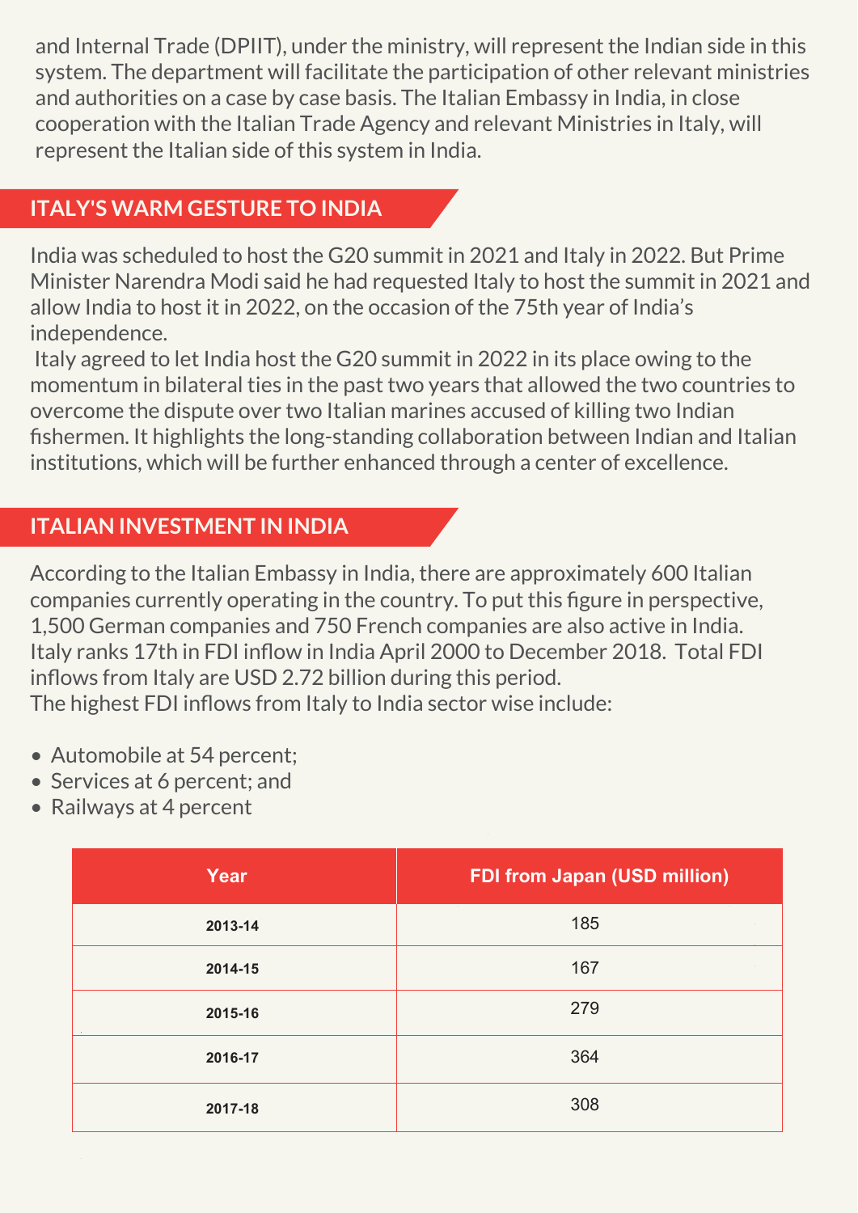and Internal Trade (DPIIT), under the ministry, will represent the Indian side in this system. The department will facilitate the participation of other relevant ministries and authorities on a case by case basis. The Italian Embassy in India, in close cooperation with the Italian Trade Agency and relevant Ministries in Italy, will represent the Italian side of this system in India.

## ITALY'S WARM GESTURE TO INDIA

India was scheduled to host the G20 summit in 2021 and Italy in 2022. But Prime Minister Narendra Modi said he had requested Italy to host the summit in 2021 and allow India to host it in 2022, on the occasion of the 75th year of India's independence.

Italy agreed to let India host the G20 summit in 2022 in its place owing to the momentum in bilateral ties in the past two years that allowed the two countries to overcome the dispute over two Italian marines accused of killing two Indian fishermen. It highlights the long-standing collaboration between Indian and Italian institutions, which will be further enhanced through a center of excellence.

## ITALIAN INVESTMENT IN INDIA

According to the Italian Embassy in India, there are approximately 600 Italian companies currently operating in the country. To put this figure in perspective, 1,500 German companies and 750 French companies are also active in India. Italy ranks 17th in FDI inflow in India April 2000 to December 2018. Total FDI inflows from Italy are USD 2.72 billion during this period.

The highest FDI inflows from Italy to India sector wise include:

- Automobile at 54 percent;
- Services at 6 percent; and
- Railways at 4 percent

| Year | FDI from Japan (USD million) |
|---|---|
| 2013-14 | 185 |
| 2014-15 | 167 |
| 2015-16 | 279 |
| 2016-17 | 364 |
| 2017-18 | 308 |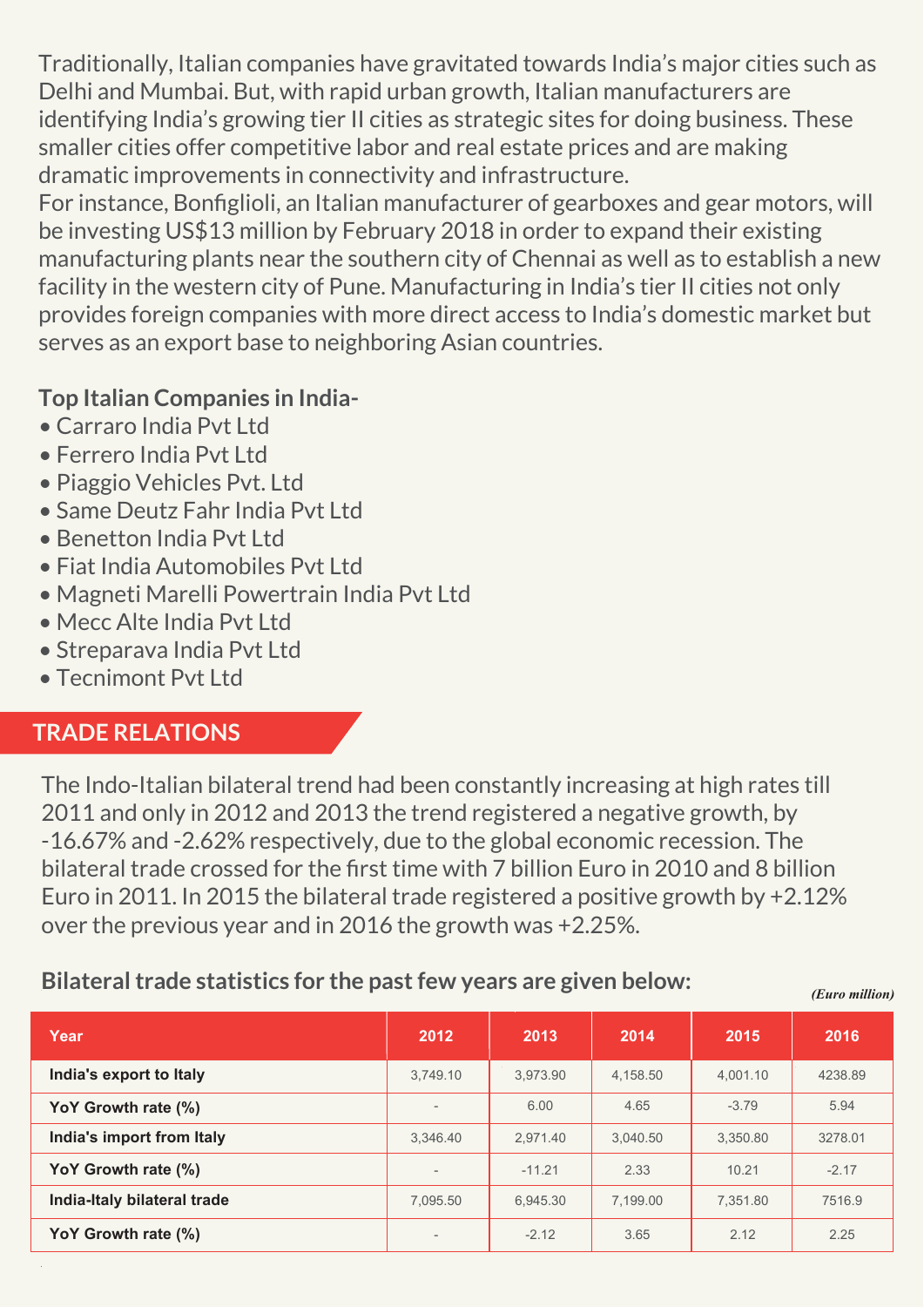Traditionally, Italian companies have gravitated towards India's major cities such as Delhi and Mumbai. But, with rapid urban growth, Italian manufacturers are identifying India's growing tier II cities as strategic sites for doing business. These smaller cities offer competitive labor and real estate prices and are making dramatic improvements in connectivity and infrastructure.

For instance, Bonfiglioli, an Italian manufacturer of gearboxes and gear motors, will be investing US$13 million by February 2018 in order to expand their existing manufacturing plants near the southern city of Chennai as well as to establish a new facility in the western city of Pune. Manufacturing in India's tier II cities not only provides foreign companies with more direct access to India's domestic market but serves as an export base to neighboring Asian countries.

**Top Italian Companies in India-**

- Carraro India Pvt Ltd
- Ferrero India Pvt Ltd
- Piaggio Vehicles Pvt. Ltd
- Same Deutz Fahr India Pvt Ltd
- Benetton India Pvt Ltd
- Fiat India Automobiles Pvt Ltd
- Magneti Marelli Powertrain India Pvt Ltd
- Mecc Alte India Pvt Ltd
- Streparava India Pvt Ltd
- Tecnimont Pvt Ltd

## TRADE RELATIONS

The Indo-Italian bilateral trend had been constantly increasing at high rates till 2011 and only in 2012 and 2013 the trend registered a negative growth, by -16.67% and -2.62% respectively, due to the global economic recession. The bilateral trade crossed for the first time with 7 billion Euro in 2010 and 8 billion Euro in 2011. In 2015 the bilateral trade registered a positive growth by +2.12% over the previous year and in 2016 the growth was +2.25%.

### Bilateral trade statistics for the past few years are given below:

*(Euro million)*

| Year | 2012 | 2013 | 2014 | 2015 | 2016 |
|---|---|---|---|---|---|
| **India's export to Italy** | 3,749.10 | 3,973.90 | 4,158.50 | 4,001.10 | 4238.89 |
| **YoY Growth rate (%)** | - | 6.00 | 4.65 | -3.79 | 5.94 |
| **India's import from Italy** | 3,346.40 | 2,971.40 | 3,040.50 | 3,350.80 | 3278.01 |
| **YoY Growth rate (%)** | - | -11.21 | 2.33 | 10.21 | -2.17 |
| **India-Italy bilateral trade** | 7,095.50 | 6,945.30 | 7,199.00 | 7,351.80 | 7516.9 |
| **YoY Growth rate (%)** | - | -2.12 | 3.65 | 2.12 | 2.25 |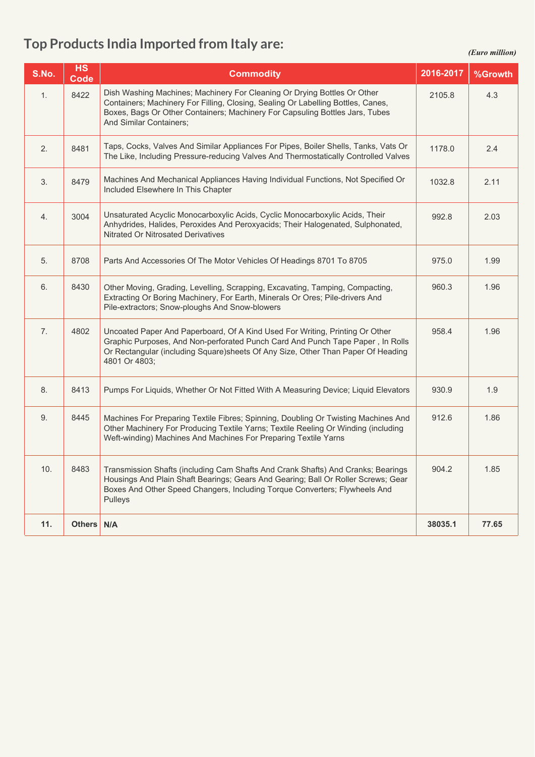## Top Products India Imported from Italy are:

*(Euro million)*

| S.No. | HS Code | Commodity | 2016-2017 | %Growth |
|---|---|---|---|---|
| 1. | 8422 | Dish Washing Machines; Machinery For Cleaning Or Drying Bottles Or Other Containers; Machinery For Filling, Closing, Sealing Or Labelling Bottles, Canes, Boxes, Bags Or Other Containers; Machinery For Capsuling Bottles Jars, Tubes And Similar Containers; | 2105.8 | 4.3 |
| 2. | 8481 | Taps, Cocks, Valves And Similar Appliances For Pipes, Boiler Shells, Tanks, Vats Or The Like, Including Pressure-reducing Valves And Thermostatically Controlled Valves | 1178.0 | 2.4 |
| 3. | 8479 | Machines And Mechanical Appliances Having Individual Functions, Not Specified Or Included Elsewhere In This Chapter | 1032.8 | 2.11 |
| 4. | 3004 | Unsaturated Acyclic Monocarboxylic Acids, Cyclic Monocarboxylic Acids, Their Anhydrides, Halides, Peroxides And Peroxyacids; Their Halogenated, Sulphonated, Nitrated Or Nitrosated Derivatives | 992.8 | 2.03 |
| 5. | 8708 | Parts And Accessories Of The Motor Vehicles Of Headings 8701 To 8705 | 975.0 | 1.99 |
| 6. | 8430 | Other Moving, Grading, Levelling, Scrapping, Excavating, Tamping, Compacting, Extracting Or Boring Machinery, For Earth, Minerals Or Ores; Pile-drivers And Pile-extractors; Snow-ploughs And Snow-blowers | 960.3 | 1.96 |
| 7. | 4802 | Uncoated Paper And Paperboard, Of A Kind Used For Writing, Printing Or Other Graphic Purposes, And Non-perforated Punch Card And Punch Tape Paper , In Rolls Or Rectangular (including Square)sheets Of Any Size, Other Than Paper Of Heading 4801 Or 4803; | 958.4 | 1.96 |
| 8. | 8413 | Pumps For Liquids, Whether Or Not Fitted With A Measuring Device; Liquid Elevators | 930.9 | 1.9 |
| 9. | 8445 | Machines For Preparing Textile Fibres; Spinning, Doubling Or Twisting Machines And Other Machinery For Producing Textile Yarns; Textile Reeling Or Winding (including Weft-winding) Machines And Machines For Preparing Textile Yarns | 912.6 | 1.86 |
| 10. | 8483 | Transmission Shafts (including Cam Shafts And Crank Shafts) And Cranks; Bearings Housings And Plain Shaft Bearings; Gears And Gearing; Ball Or Roller Screws; Gear Boxes And Other Speed Changers, Including Torque Converters; Flywheels And Pulleys | 904.2 | 1.85 |
| **11.** | **Others** | **N/A** | **38035.1** | **77.65** |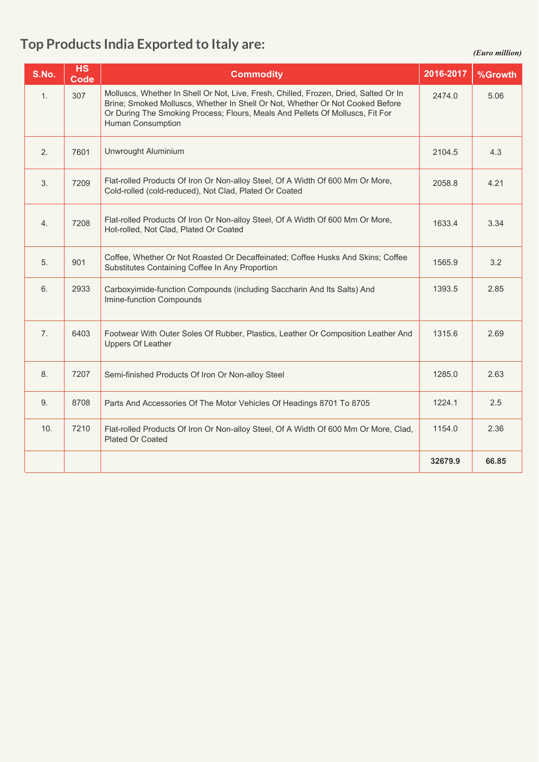## Top Products India Exported to Italy are:

*(Euro million)*

| S.No. | HS Code | Commodity | 2016-2017 | %Growth |
|---|---|---|---|---|
| 1. | 307 | Molluscs, Whether In Shell Or Not, Live, Fresh, Chilled, Frozen, Dried, Salted Or In Brine; Smoked Molluscs, Whether In Shell Or Not, Whether Or Not Cooked Before Or During The Smoking Process; Flours, Meals And Pellets Of Molluscs, Fit For Human Consumption | 2474.0 | 5.06 |
| 2. | 7601 | Unwrought Aluminium | 2104.5 | 4.3 |
| 3. | 7209 | Flat-rolled Products Of Iron Or Non-alloy Steel, Of A Width Of 600 Mm Or More, Cold-rolled (cold-reduced), Not Clad, Plated Or Coated | 2058.8 | 4.21 |
| 4. | 7208 | Flat-rolled Products Of Iron Or Non-alloy Steel, Of A Width Of 600 Mm Or More, Hot-rolled, Not Clad, Plated Or Coated | 1633.4 | 3.34 |
| 5. | 901 | Coffee, Whether Or Not Roasted Or Decaffeinated; Coffee Husks And Skins; Coffee Substitutes Containing Coffee In Any Proportion | 1565.9 | 3.2 |
| 6. | 2933 | Carboxyimide-function Compounds (including Saccharin And Its Salts) And Imine-function Compounds | 1393.5 | 2.85 |
| 7. | 6403 | Footwear With Outer Soles Of Rubber, Plastics, Leather Or Composition Leather And Uppers Of Leather | 1315.6 | 2.69 |
| 8. | 7207 | Semi-finished Products Of Iron Or Non-alloy Steel | 1285.0 | 2.63 |
| 9. | 8708 | Parts And Accessories Of The Motor Vehicles Of Headings 8701 To 8705 | 1224.1 | 2.5 |
| 10. | 7210 | Flat-rolled Products Of Iron Or Non-alloy Steel, Of A Width Of 600 Mm Or More, Clad, Plated Or Coated | 1154.0 | 2.36 |
| | | | **32679.9** | **66.85** |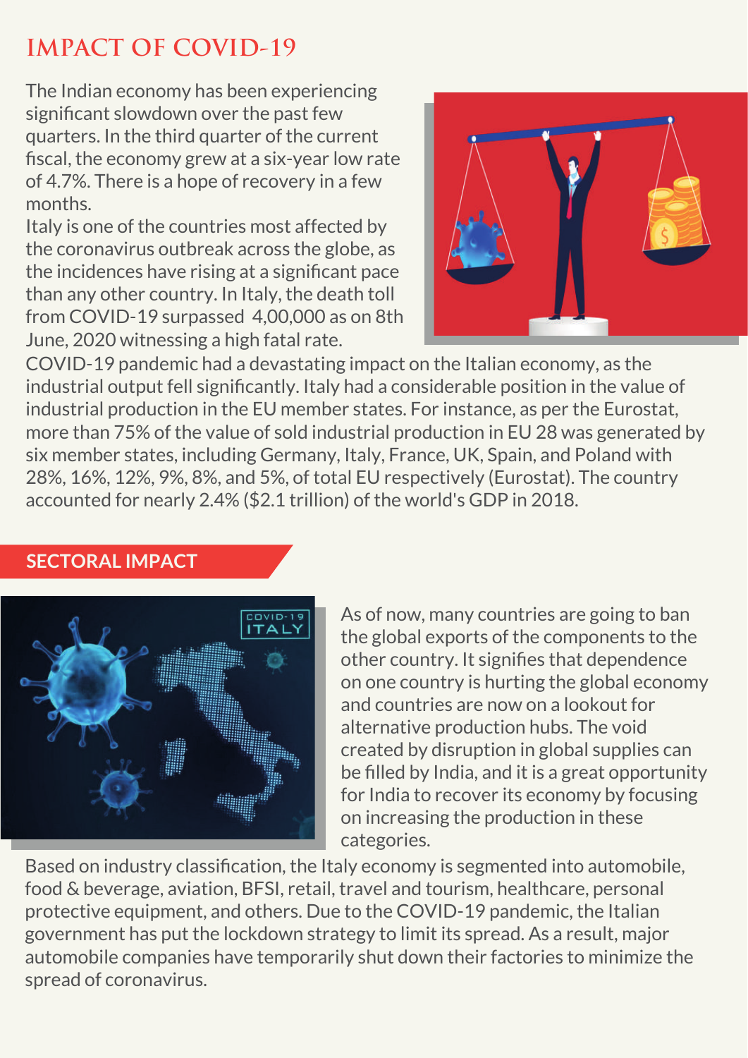# IMPACT OF COVID-19

The Indian economy has been experiencing significant slowdown over the past few quarters. In the third quarter of the current fiscal, the economy grew at a six-year low rate of 4.7%. There is a hope of recovery in a few months.

Italy is one of the countries most affected by the coronavirus outbreak across the globe, as the incidences have rising at a significant pace than any other country. In Italy, the death toll from COVID-19 surpassed 4,00,000 as on 8th June, 2020 witnessing a high fatal rate.

COVID-19 pandemic had a devastating impact on the Italian economy, as the industrial output fell significantly. Italy had a considerable position in the value of industrial production in the EU member states. For instance, as per the Eurostat, more than 75% of the value of sold industrial production in EU 28 was generated by six member states, including Germany, Italy, France, UK, Spain, and Poland with 28%, 16%, 12%, 9%, 8%, and 5%, of total EU respectively (Eurostat). The country accounted for nearly 2.4% ($2.1 trillion) of the world's GDP in 2018.

## SECTORAL IMPACT

As of now, many countries are going to ban the global exports of the components to the other country. It signifies that dependence on one country is hurting the global economy and countries are now on a lookout for alternative production hubs. The void created by disruption in global supplies can be filled by India, and it is a great opportunity for India to recover its economy by focusing on increasing the production in these categories.

Based on industry classification, the Italy economy is segmented into automobile, food & beverage, aviation, BFSI, retail, travel and tourism, healthcare, personal protective equipment, and others. Due to the COVID-19 pandemic, the Italian government has put the lockdown strategy to limit its spread. As a result, major automobile companies have temporarily shut down their factories to minimize the spread of coronavirus.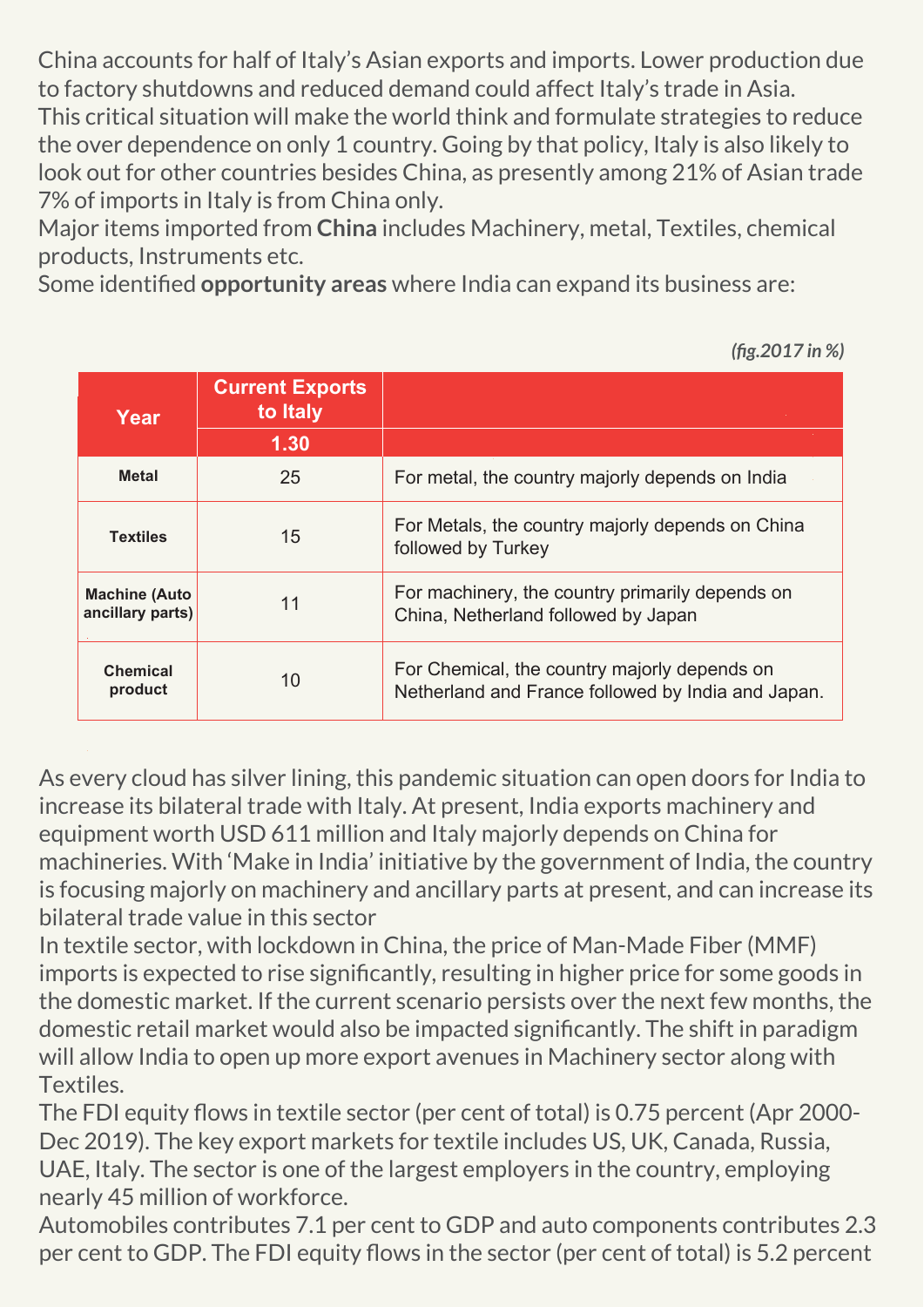China accounts for half of Italy's Asian exports and imports. Lower production due to factory shutdowns and reduced demand could affect Italy's trade in Asia. This critical situation will make the world think and formulate strategies to reduce the over dependence on only 1 country. Going by that policy, Italy is also likely to look out for other countries besides China, as presently among 21% of Asian trade 7% of imports in Italy is from China only.

Major items imported from **China** includes Machinery, metal, Textiles, chemical products, Instruments etc.

Some identified **opportunity areas** where India can expand its business are:

*(fig.2017 in %)*

| Year | Current Exports to Italy | |
|---|---|---|
| | 1.30 | |
| Metal | 25 | For metal, the country majorly depends on India |
| Textiles | 15 | For Metals, the country majorly depends on China followed by Turkey |
| Machine (Auto ancillary parts) | 11 | For machinery, the country primarily depends on China, Netherland followed by Japan |
| Chemical product | 10 | For Chemical, the country majorly depends on Netherland and France followed by India and Japan. |

As every cloud has silver lining, this pandemic situation can open doors for India to increase its bilateral trade with Italy. At present, India exports machinery and equipment worth USD 611 million and Italy majorly depends on China for machineries. With 'Make in India' initiative by the government of India, the country is focusing majorly on machinery and ancillary parts at present, and can increase its bilateral trade value in this sector

In textile sector, with lockdown in China, the price of Man-Made Fiber (MMF) imports is expected to rise significantly, resulting in higher price for some goods in the domestic market. If the current scenario persists over the next few months, the domestic retail market would also be impacted significantly. The shift in paradigm will allow India to open up more export avenues in Machinery sector along with Textiles.

The FDI equity flows in textile sector (per cent of total) is 0.75 percent (Apr 2000-Dec 2019). The key export markets for textile includes US, UK, Canada, Russia, UAE, Italy. The sector is one of the largest employers in the country, employing nearly 45 million of workforce.

Automobiles contributes 7.1 per cent to GDP and auto components contributes 2.3 per cent to GDP. The FDI equity flows in the sector (per cent of total) is 5.2 percent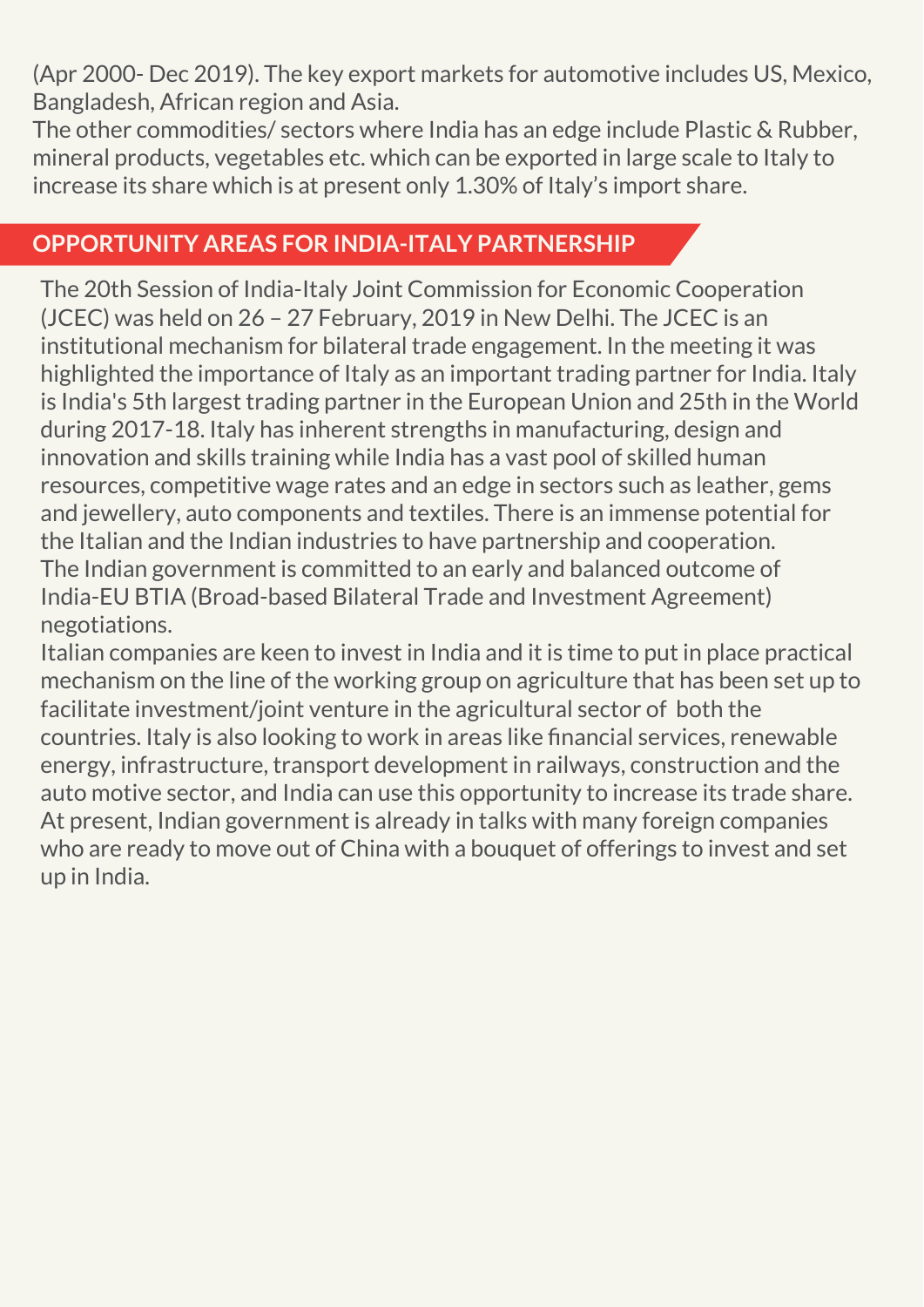(Apr 2000- Dec 2019). The key export markets for automotive includes US, Mexico, Bangladesh, African region and Asia.

The other commodities/ sectors where India has an edge include Plastic & Rubber, mineral products, vegetables etc. which can be exported in large scale to Italy to increase its share which is at present only 1.30% of Italy's import share.

## OPPORTUNITY AREAS FOR INDIA-ITALY PARTNERSHIP

The 20th Session of India-Italy Joint Commission for Economic Cooperation (JCEC) was held on 26 – 27 February, 2019 in New Delhi. The JCEC is an institutional mechanism for bilateral trade engagement. In the meeting it was highlighted the importance of Italy as an important trading partner for India. Italy is India's 5th largest trading partner in the European Union and 25th in the World during 2017-18. Italy has inherent strengths in manufacturing, design and innovation and skills training while India has a vast pool of skilled human resources, competitive wage rates and an edge in sectors such as leather, gems and jewellery, auto components and textiles. There is an immense potential for the Italian and the Indian industries to have partnership and cooperation.

The Indian government is committed to an early and balanced outcome of India-EU BTIA (Broad-based Bilateral Trade and Investment Agreement) negotiations.

Italian companies are keen to invest in India and it is time to put in place practical mechanism on the line of the working group on agriculture that has been set up to facilitate investment/joint venture in the agricultural sector of both the countries. Italy is also looking to work in areas like financial services, renewable energy, infrastructure, transport development in railways, construction and the auto motive sector, and India can use this opportunity to increase its trade share. At present, Indian government is already in talks with many foreign companies who are ready to move out of China with a bouquet of offerings to invest and set up in India.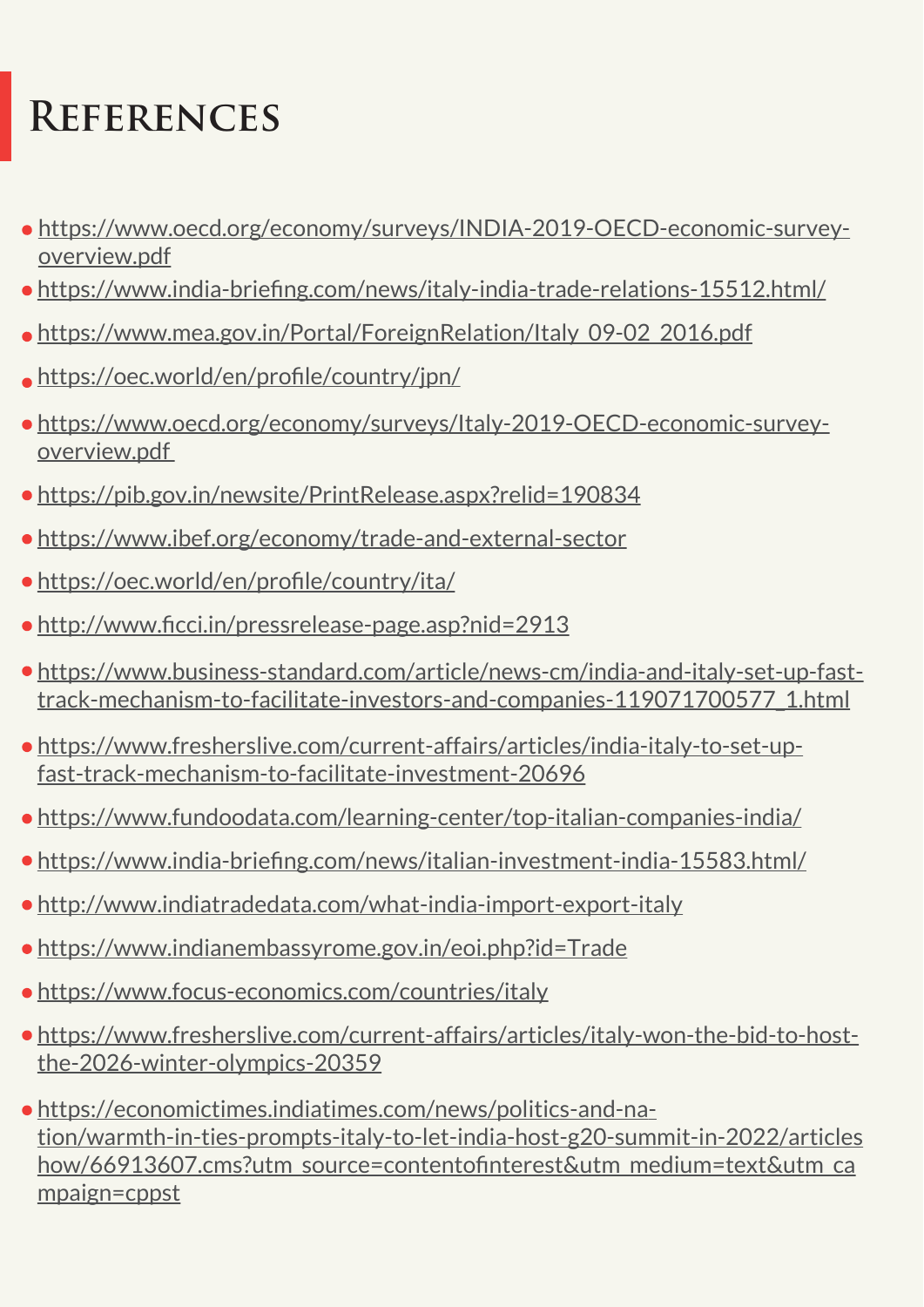# References

- https://www.oecd.org/economy/surveys/INDIA-2019-OECD-economic-survey-overview.pdf
- https://www.india-briefing.com/news/italy-india-trade-relations-15512.html/
- https://www.mea.gov.in/Portal/ForeignRelation/Italy_09-02_2016.pdf
- https://oec.world/en/profile/country/jpn/
- https://www.oecd.org/economy/surveys/Italy-2019-OECD-economic-survey-overview.pdf
- https://pib.gov.in/newsite/PrintRelease.aspx?relid=190834
- https://www.ibef.org/economy/trade-and-external-sector
- https://oec.world/en/profile/country/ita/
- http://www.ficci.in/pressrelease-page.asp?nid=2913
- https://www.business-standard.com/article/news-cm/india-and-italy-set-up-fast-track-mechanism-to-facilitate-investors-and-companies-119071700577_1.html
- https://www.fresherslive.com/current-affairs/articles/india-italy-to-set-up-fast-track-mechanism-to-facilitate-investment-20696
- https://www.fundoodata.com/learning-center/top-italian-companies-india/
- https://www.india-briefing.com/news/italian-investment-india-15583.html/
- http://www.indiatradedata.com/what-india-import-export-italy
- https://www.indianembassyrome.gov.in/eoi.php?id=Trade
- https://www.focus-economics.com/countries/italy
- https://www.fresherslive.com/current-affairs/articles/italy-won-the-bid-to-host-the-2026-winter-olympics-20359
- https://economictimes.indiatimes.com/news/politics-and-nation/warmth-in-ties-prompts-italy-to-let-india-host-g20-summit-in-2022/articleshow/66913607.cms?utm_source=contentofinterest&utm_medium=text&utm_campaign=cppst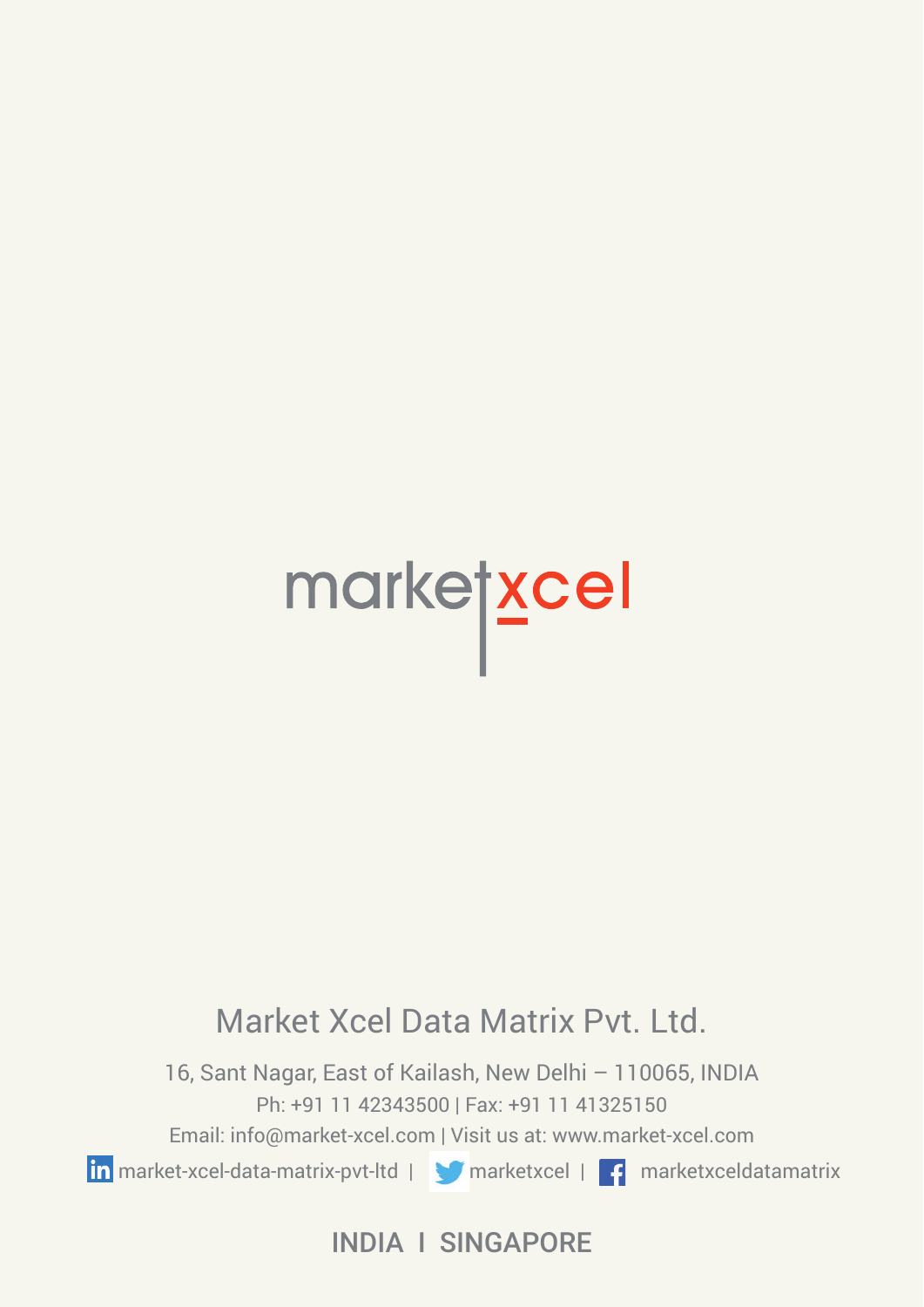marketxcel

Market Xcel Data Matrix Pvt. Ltd.

16, Sant Nagar, East of Kailash, New Delhi – 110065, INDIA

Ph: +91 11 42343500 | Fax: +91 11 41325150

Email: info@market-xcel.com | Visit us at: www.market-xcel.com

market-xcel-data-matrix-pvt-ltd | marketxcel | marketxceldatamatrix

INDIA I SINGAPORE